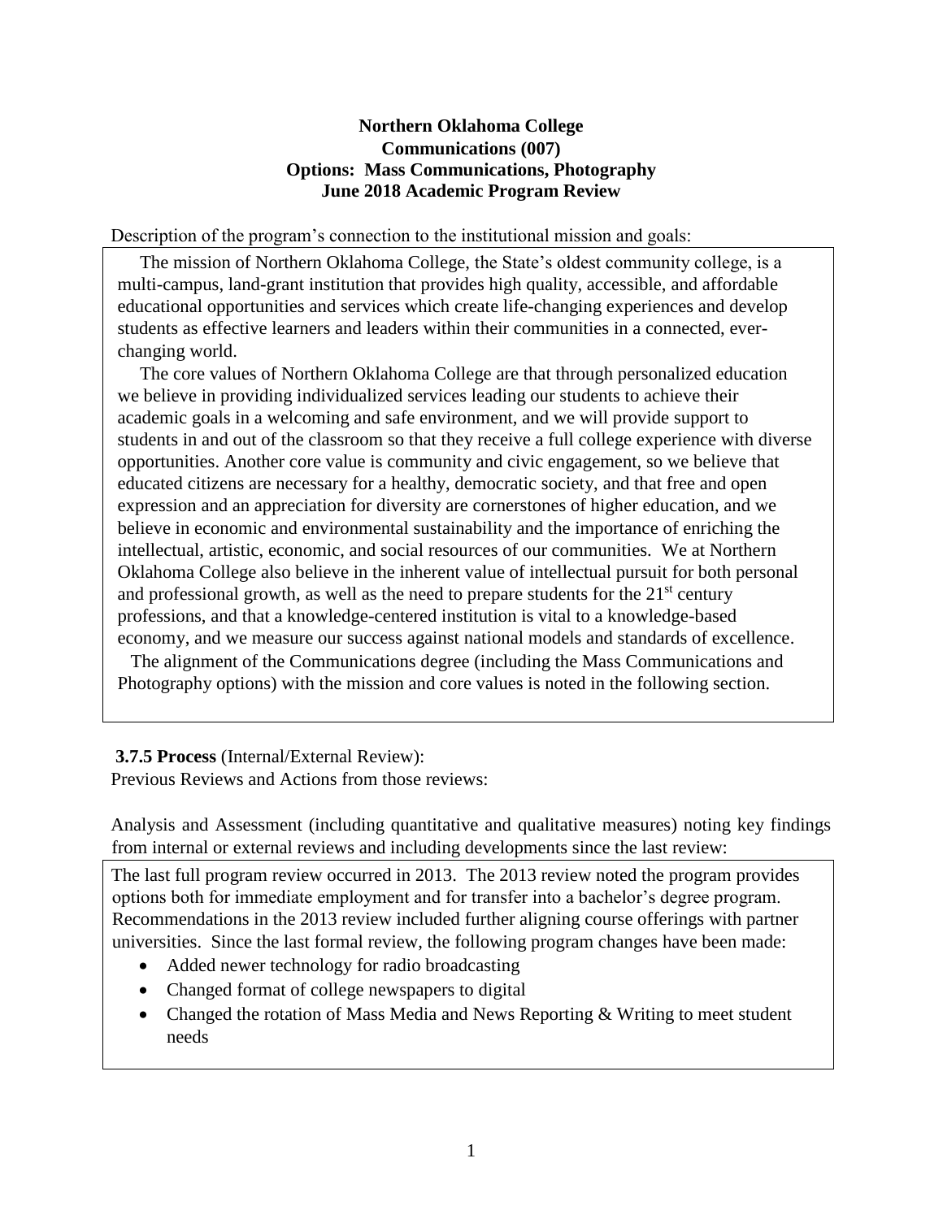**Northern Oklahoma College**
**Communications (007)**
**Options: Mass Communications, Photography**
**June 2018 Academic Program Review**

Description of the program's connection to the institutional mission and goals:

The mission of Northern Oklahoma College, the State's oldest community college, is a multi-campus, land-grant institution that provides high quality, accessible, and affordable educational opportunities and services which create life-changing experiences and develop students as effective learners and leaders within their communities in a connected, ever-changing world.

The core values of Northern Oklahoma College are that through personalized education we believe in providing individualized services leading our students to achieve their academic goals in a welcoming and safe environment, and we will provide support to students in and out of the classroom so that they receive a full college experience with diverse opportunities. Another core value is community and civic engagement, so we believe that educated citizens are necessary for a healthy, democratic society, and that free and open expression and an appreciation for diversity are cornerstones of higher education, and we believe in economic and environmental sustainability and the importance of enriching the intellectual, artistic, economic, and social resources of our communities. We at Northern Oklahoma College also believe in the inherent value of intellectual pursuit for both personal and professional growth, as well as the need to prepare students for the 21st century professions, and that a knowledge-centered institution is vital to a knowledge-based economy, and we measure our success against national models and standards of excellence.

The alignment of the Communications degree (including the Mass Communications and Photography options) with the mission and core values is noted in the following section.

**3.7.5 Process** (Internal/External Review):

Previous Reviews and Actions from those reviews:

Analysis and Assessment (including quantitative and qualitative measures) noting key findings from internal or external reviews and including developments since the last review:

The last full program review occurred in 2013. The 2013 review noted the program provides options both for immediate employment and for transfer into a bachelor's degree program. Recommendations in the 2013 review included further aligning course offerings with partner universities. Since the last formal review, the following program changes have been made:

- Added newer technology for radio broadcasting
- Changed format of college newspapers to digital
- Changed the rotation of Mass Media and News Reporting & Writing to meet student needs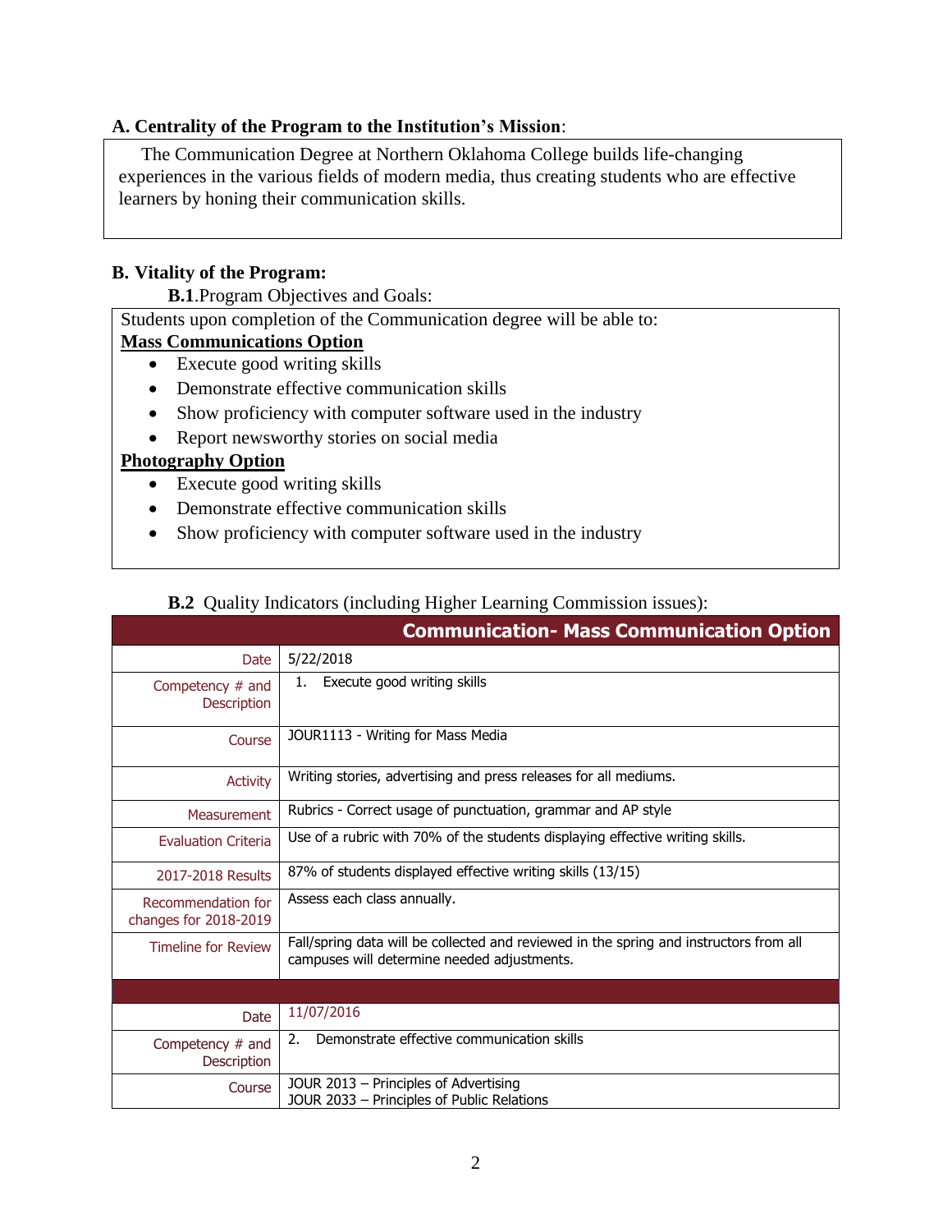### A. Centrality of the Program to the Institution's Mission:

The Communication Degree at Northern Oklahoma College builds life-changing experiences in the various fields of modern media, thus creating students who are effective learners by honing their communication skills.

### B. Vitality of the Program:

**B.1**.Program Objectives and Goals:

Students upon completion of the Communication degree will be able to:

**Mass Communications Option**

- Execute good writing skills
- Demonstrate effective communication skills
- Show proficiency with computer software used in the industry
- Report newsworthy stories on social media

**Photography Option**

- Execute good writing skills
- Demonstrate effective communication skills
- Show proficiency with computer software used in the industry

**B.2** Quality Indicators (including Higher Learning Commission issues):

| | **Communication- Mass Communication Option** |
|---|---|
| Date | 5/22/2018 |
| Competency # and Description | 1. Execute good writing skills |
| Course | JOUR1113 - Writing for Mass Media |
| Activity | Writing stories, advertising and press releases for all mediums. |
| Measurement | Rubrics - Correct usage of punctuation, grammar and AP style |
| Evaluation Criteria | Use of a rubric with 70% of the students displaying effective writing skills. |
| 2017-2018 Results | 87% of students displayed effective writing skills (13/15) |
| Recommendation for changes for 2018-2019 | Assess each class annually. |
| Timeline for Review | Fall/spring data will be collected and reviewed in the spring and instructors from all campuses will determine needed adjustments. |
| | |
| Date | 11/07/2016 |
| Competency # and Description | 2. Demonstrate effective communication skills |
| Course | JOUR 2013 – Principles of Advertising<br>JOUR 2033 – Principles of Public Relations |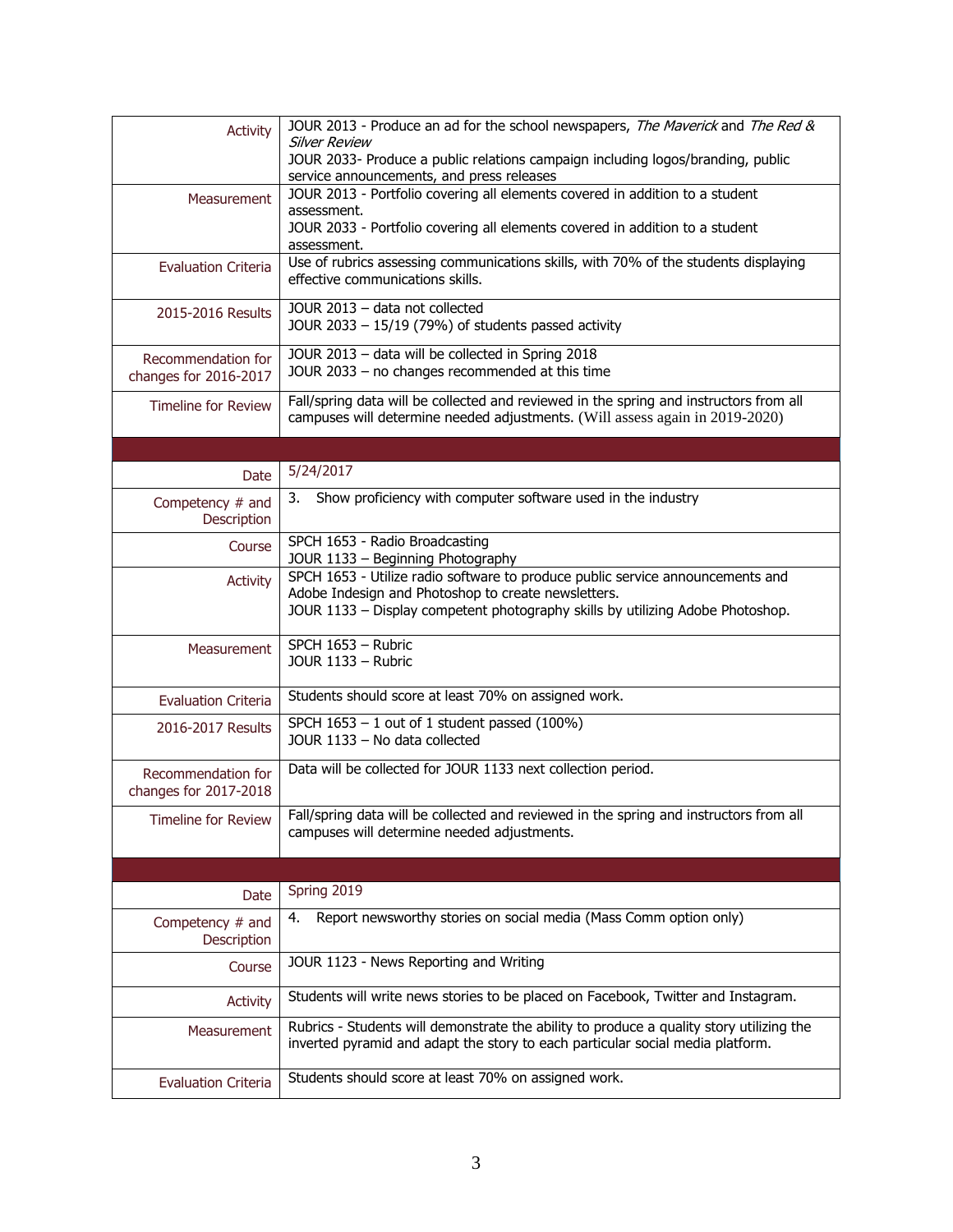| | |
|---|---|
| Activity | JOUR 2013 - Produce an ad for the school newspapers, *The Maverick* and *The Red & Silver Review*<br>JOUR 2033- Produce a public relations campaign including logos/branding, public service announcements, and press releases |
| Measurement | JOUR 2013 - Portfolio covering all elements covered in addition to a student assessment.<br>JOUR 2033 - Portfolio covering all elements covered in addition to a student assessment. |
| Evaluation Criteria | Use of rubrics assessing communications skills, with 70% of the students displaying effective communications skills. |
| 2015-2016 Results | JOUR 2013 – data not collected<br>JOUR 2033 – 15/19 (79%) of students passed activity |
| Recommendation for changes for 2016-2017 | JOUR 2013 – data will be collected in Spring 2018<br>JOUR 2033 – no changes recommended at this time |
| Timeline for Review | Fall/spring data will be collected and reviewed in the spring and instructors from all campuses will determine needed adjustments. (Will assess again in 2019-2020) |

| | |
|---|---|
| Date | 5/24/2017 |
| Competency # and Description | 3. Show proficiency with computer software used in the industry |
| Course | SPCH 1653 - Radio Broadcasting<br>JOUR 1133 – Beginning Photography |
| Activity | SPCH 1653 - Utilize radio software to produce public service announcements and Adobe Indesign and Photoshop to create newsletters.<br>JOUR 1133 – Display competent photography skills by utilizing Adobe Photoshop. |
| Measurement | SPCH 1653 – Rubric<br>JOUR 1133 – Rubric |
| Evaluation Criteria | Students should score at least 70% on assigned work. |
| 2016-2017 Results | SPCH 1653 – 1 out of 1 student passed (100%)<br>JOUR 1133 – No data collected |
| Recommendation for changes for 2017-2018 | Data will be collected for JOUR 1133 next collection period. |
| Timeline for Review | Fall/spring data will be collected and reviewed in the spring and instructors from all campuses will determine needed adjustments. |

| | |
|---|---|
| Date | Spring 2019 |
| Competency # and Description | 4. Report newsworthy stories on social media (Mass Comm option only) |
| Course | JOUR 1123 - News Reporting and Writing |
| Activity | Students will write news stories to be placed on Facebook, Twitter and Instagram. |
| Measurement | Rubrics - Students will demonstrate the ability to produce a quality story utilizing the inverted pyramid and adapt the story to each particular social media platform. |
| Evaluation Criteria | Students should score at least 70% on assigned work. |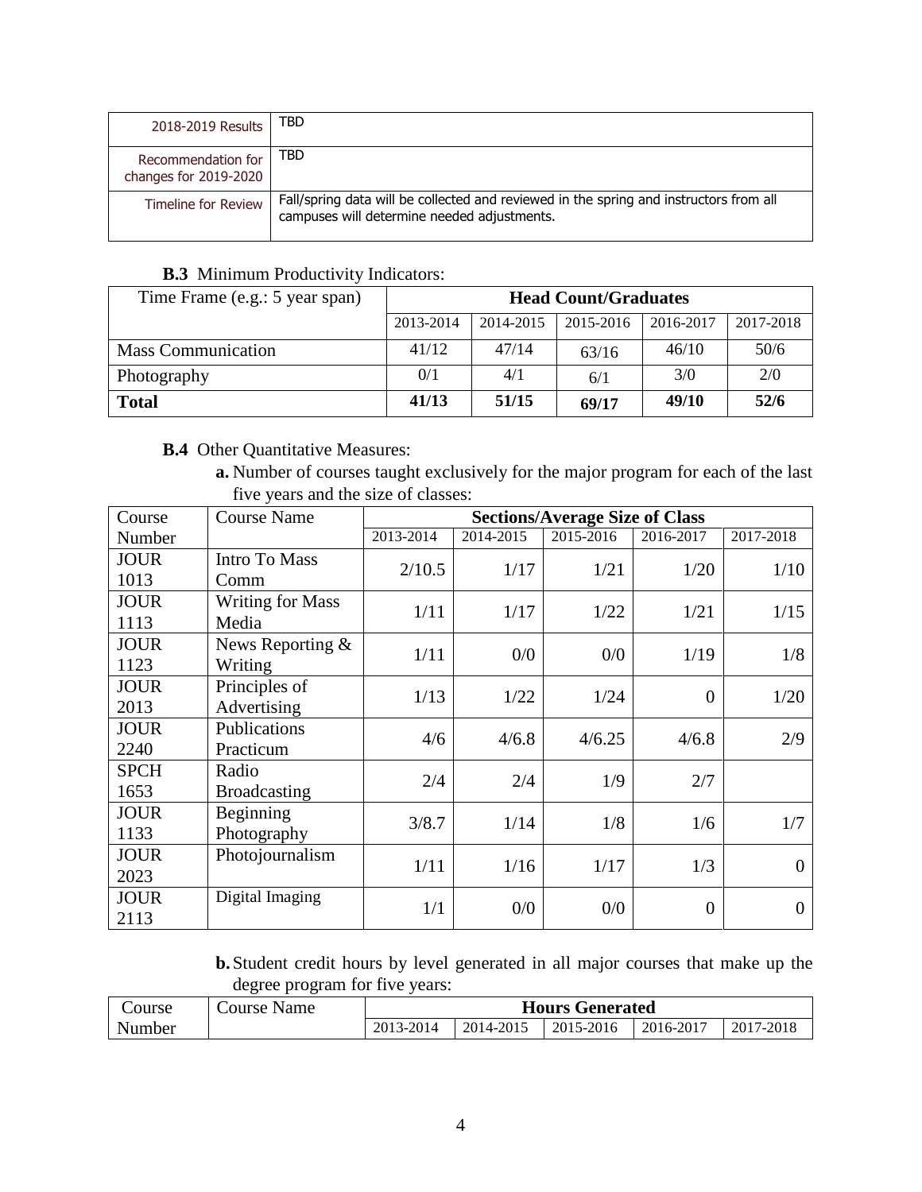| 2018-2019 Results | TBD |
|---|---|
| Recommendation for changes for 2019-2020 | TBD |
| Timeline for Review | Fall/spring data will be collected and reviewed in the spring and instructors from all campuses will determine needed adjustments. |

**B.3** Minimum Productivity Indicators:

| Time Frame (e.g.: 5 year span) | Head Count/Graduates | | | | |
|---|---|---|---|---|---|
| | 2013-2014 | 2014-2015 | 2015-2016 | 2016-2017 | 2017-2018 |
| Mass Communication | 41/12 | 47/14 | 63/16 | 46/10 | 50/6 |
| Photography | 0/1 | 4/1 | 6/1 | 3/0 | 2/0 |
| **Total** | **41/13** | **51/15** | **69/17** | **49/10** | **52/6** |

**B.4** Other Quantitative Measures:

**a.** Number of courses taught exclusively for the major program for each of the last five years and the size of classes:

| Course Number | Course Name | Sections/Average Size of Class | | | | |
|---|---|---|---|---|---|---|
| | | 2013-2014 | 2014-2015 | 2015-2016 | 2016-2017 | 2017-2018 |
| JOUR 1013 | Intro To Mass Comm | 2/10.5 | 1/17 | 1/21 | 1/20 | 1/10 |
| JOUR 1113 | Writing for Mass Media | 1/11 | 1/17 | 1/22 | 1/21 | 1/15 |
| JOUR 1123 | News Reporting & Writing | 1/11 | 0/0 | 0/0 | 1/19 | 1/8 |
| JOUR 2013 | Principles of Advertising | 1/13 | 1/22 | 1/24 | 0 | 1/20 |
| JOUR 2240 | Publications Practicum | 4/6 | 4/6.8 | 4/6.25 | 4/6.8 | 2/9 |
| SPCH 1653 | Radio Broadcasting | 2/4 | 2/4 | 1/9 | 2/7 | |
| JOUR 1133 | Beginning Photography | 3/8.7 | 1/14 | 1/8 | 1/6 | 1/7 |
| JOUR 2023 | Photojournalism | 1/11 | 1/16 | 1/17 | 1/3 | 0 |
| JOUR 2113 | Digital Imaging | 1/1 | 0/0 | 0/0 | 0 | 0 |

**b.** Student credit hours by level generated in all major courses that make up the degree program for five years:

| Course Number | Course Name | Hours Generated | | | | |
|---|---|---|---|---|---|---|
| | | 2013-2014 | 2014-2015 | 2015-2016 | 2016-2017 | 2017-2018 |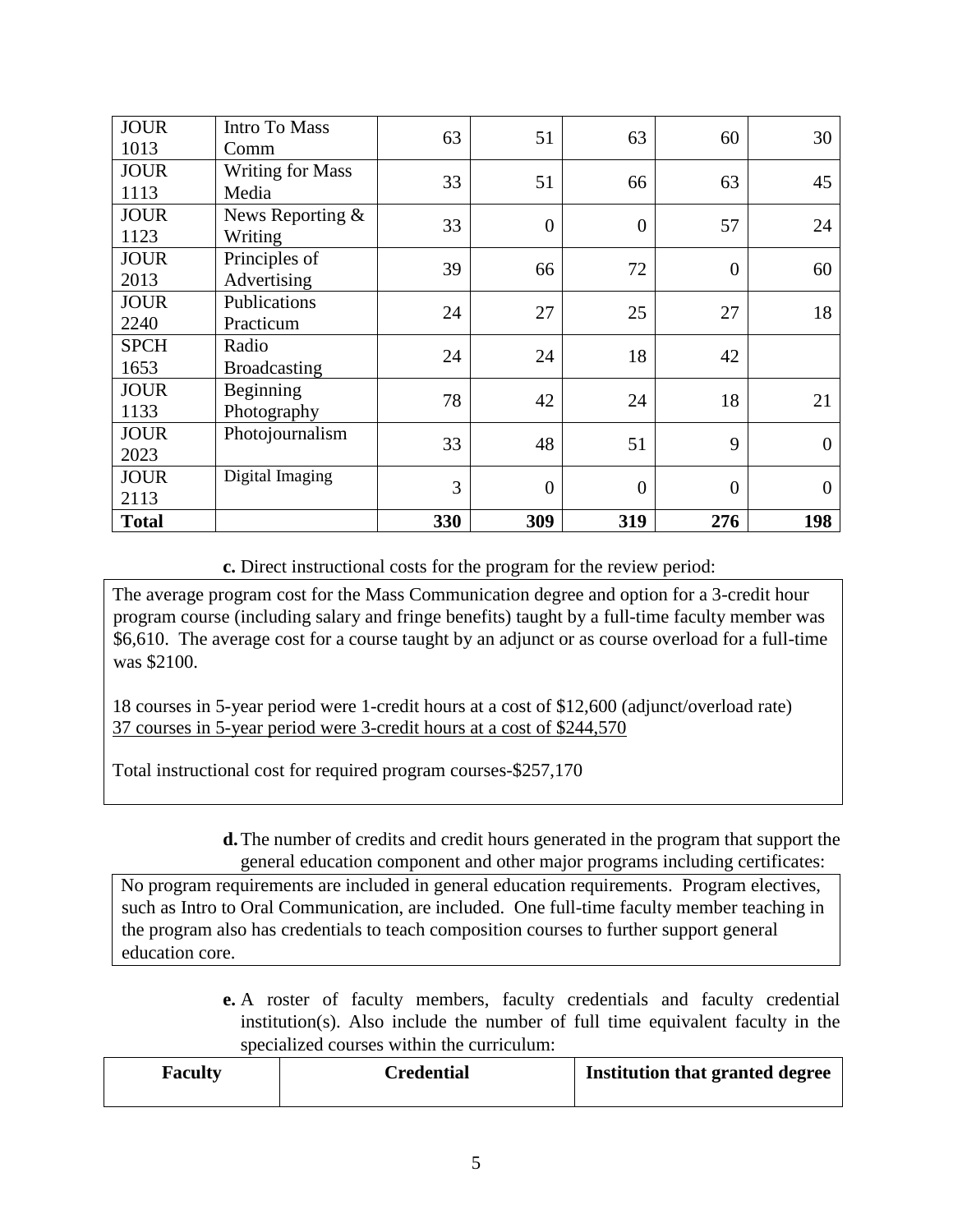| | | | | | | |
|---|---|---|---|---|---|---|
| JOUR 1013 | Intro To Mass Comm | 63 | 51 | 63 | 60 | 30 |
| JOUR 1113 | Writing for Mass Media | 33 | 51 | 66 | 63 | 45 |
| JOUR 1123 | News Reporting & Writing | 33 | 0 | 0 | 57 | 24 |
| JOUR 2013 | Principles of Advertising | 39 | 66 | 72 | 0 | 60 |
| JOUR 2240 | Publications Practicum | 24 | 27 | 25 | 27 | 18 |
| SPCH 1653 | Radio Broadcasting | 24 | 24 | 18 | 42 | |
| JOUR 1133 | Beginning Photography | 78 | 42 | 24 | 18 | 21 |
| JOUR 2023 | Photojournalism | 33 | 48 | 51 | 9 | 0 |
| JOUR 2113 | Digital Imaging | 3 | 0 | 0 | 0 | 0 |
| **Total** | | **330** | **309** | **319** | **276** | **198** |

**c.** Direct instructional costs for the program for the review period:

The average program cost for the Mass Communication degree and option for a 3-credit hour program course (including salary and fringe benefits) taught by a full-time faculty member was $6,610. The average cost for a course taught by an adjunct or as course overload for a full-time was $2100.

18 courses in 5-year period were 1-credit hours at a cost of $12,600 (adjunct/overload rate)
37 courses in 5-year period were 3-credit hours at a cost of $244,570

Total instructional cost for required program courses-$257,170

**d.** The number of credits and credit hours generated in the program that support the general education component and other major programs including certificates:

No program requirements are included in general education requirements. Program electives, such as Intro to Oral Communication, are included. One full-time faculty member teaching in the program also has credentials to teach composition courses to further support general education core.

**e.** A roster of faculty members, faculty credentials and faculty credential institution(s). Also include the number of full time equivalent faculty in the specialized courses within the curriculum:

| Faculty | Credential | Institution that granted degree |
|---|---|---|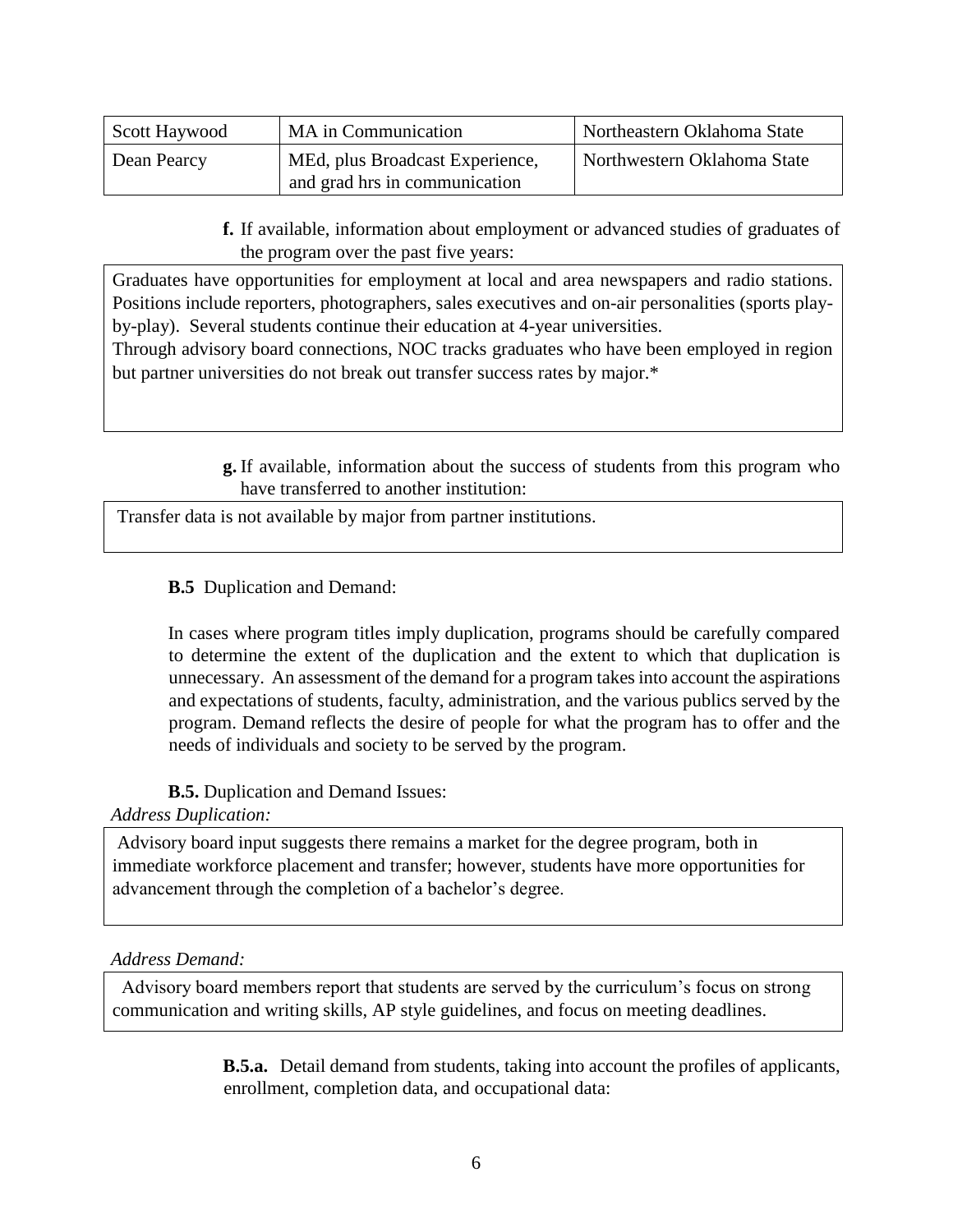| Scott Haywood | MA in Communication | Northeastern Oklahoma State |
|---|---|---|
| Dean Pearcy | MEd, plus Broadcast Experience, and grad hrs in communication | Northwestern Oklahoma State |

**f.** If available, information about employment or advanced studies of graduates of the program over the past five years:

Graduates have opportunities for employment at local and area newspapers and radio stations. Positions include reporters, photographers, sales executives and on-air personalities (sports play-by-play). Several students continue their education at 4-year universities.
Through advisory board connections, NOC tracks graduates who have been employed in region but partner universities do not break out transfer success rates by major.*

**g.** If available, information about the success of students from this program who have transferred to another institution:

Transfer data is not available by major from partner institutions.

**B.5** Duplication and Demand:

In cases where program titles imply duplication, programs should be carefully compared to determine the extent of the duplication and the extent to which that duplication is unnecessary. An assessment of the demand for a program takes into account the aspirations and expectations of students, faculty, administration, and the various publics served by the program. Demand reflects the desire of people for what the program has to offer and the needs of individuals and society to be served by the program.

**B.5.** Duplication and Demand Issues:

*Address Duplication:*

Advisory board input suggests there remains a market for the degree program, both in immediate workforce placement and transfer; however, students have more opportunities for advancement through the completion of a bachelor's degree.

*Address Demand:*

Advisory board members report that students are served by the curriculum's focus on strong communication and writing skills, AP style guidelines, and focus on meeting deadlines.

**B.5.a.** Detail demand from students, taking into account the profiles of applicants, enrollment, completion data, and occupational data: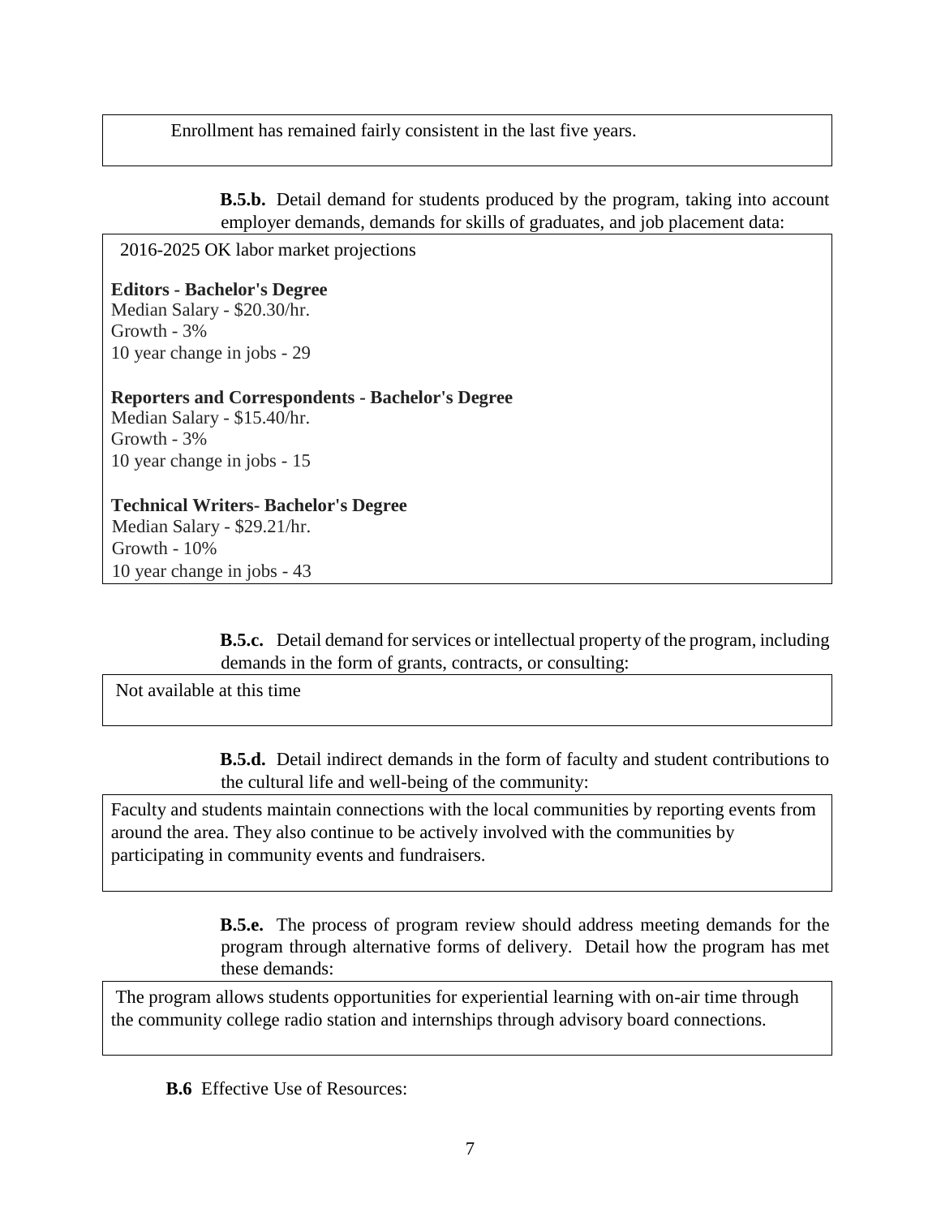Enrollment has remained fairly consistent in the last five years.

**B.5.b.** Detail demand for students produced by the program, taking into account employer demands, demands for skills of graduates, and job placement data:

2016-2025 OK labor market projections

**Editors - Bachelor's Degree**
Median Salary - $20.30/hr.
Growth - 3%
10 year change in jobs - 29

**Reporters and Correspondents - Bachelor's Degree**
Median Salary - $15.40/hr.
Growth - 3%
10 year change in jobs - 15

**Technical Writers- Bachelor's Degree**
Median Salary - $29.21/hr.
Growth - 10%
10 year change in jobs - 43

**B.5.c.** Detail demand for services or intellectual property of the program, including demands in the form of grants, contracts, or consulting:

Not available at this time

**B.5.d.** Detail indirect demands in the form of faculty and student contributions to the cultural life and well-being of the community:

Faculty and students maintain connections with the local communities by reporting events from around the area. They also continue to be actively involved with the communities by participating in community events and fundraisers.

**B.5.e.** The process of program review should address meeting demands for the program through alternative forms of delivery. Detail how the program has met these demands:

The program allows students opportunities for experiential learning with on-air time through the community college radio station and internships through advisory board connections.

**B.6** Effective Use of Resources: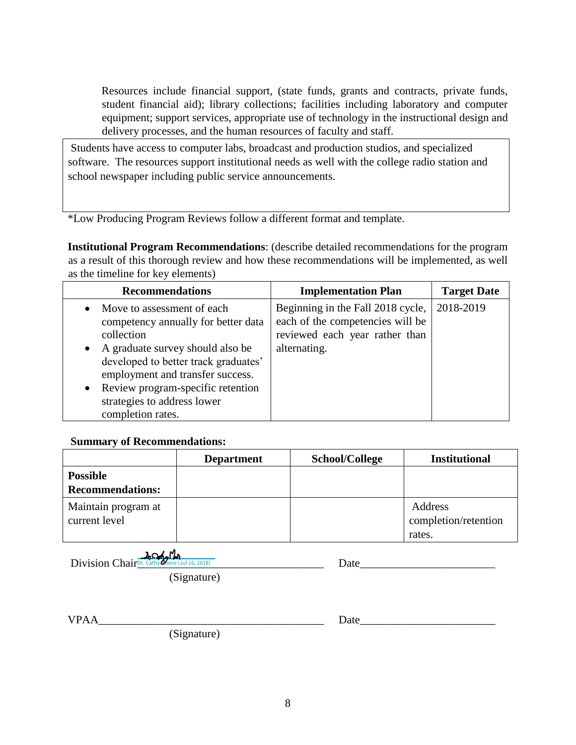Resources include financial support, (state funds, grants and contracts, private funds, student financial aid); library collections; facilities including laboratory and computer equipment; support services, appropriate use of technology in the instructional design and delivery processes, and the human resources of faculty and staff.

| Students have access to computer labs, broadcast and production studios, and specialized software. The resources support institutional needs as well with the college radio station and school newspaper including public service announcements. |
|---|

*Low Producing Program Reviews follow a different format and template.

**Institutional Program Recommendations**: (describe detailed recommendations for the program as a result of this thorough review and how these recommendations will be implemented, as well as the timeline for key elements)

| Recommendations | Implementation Plan | Target Date |
|---|---|---|
| • Move to assessment of each competency annually for better data collection<br>• A graduate survey should also be developed to better track graduates' employment and transfer success.<br>• Review program-specific retention strategies to address lower completion rates. | Beginning in the Fall 2018 cycle, each of the competencies will be reviewed each year rather than alternating. | 2018-2019 |

**Summary of Recommendations:**

| | Department | School/College | Institutional |
|---|---|---|---|
| **Possible Recommendations:** | | | |
| Maintain program at current level | | | Address completion/retention rates. |

Division Chair Dr. Cathy Moore (Jul 16, 2018) Date________________________

(Signature)

VPAA________________________________________ Date________________________

(Signature)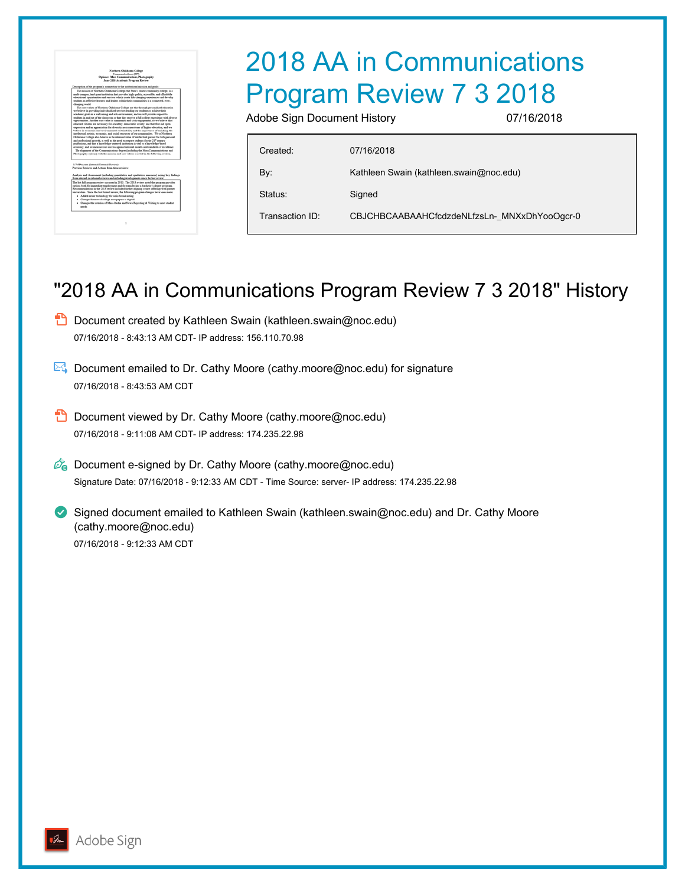# 2018 AA in Communications Program Review 7 3 2018

Adobe Sign Document History 07/16/2018

| | |
|---|---|
| Created: | 07/16/2018 |
| By: | Kathleen Swain (kathleen.swain@noc.edu) |
| Status: | Signed |
| Transaction ID: | CBJCHBCAABAAHCfcdzdeNLfzsLn-_MNXxDhYooOgcr-0 |

## "2018 AA in Communications Program Review 7 3 2018" History

Document created by Kathleen Swain (kathleen.swain@noc.edu)
07/16/2018 - 8:43:13 AM CDT- IP address: 156.110.70.98

Document emailed to Dr. Cathy Moore (cathy.moore@noc.edu) for signature
07/16/2018 - 8:43:53 AM CDT

Document viewed by Dr. Cathy Moore (cathy.moore@noc.edu)
07/16/2018 - 9:11:08 AM CDT- IP address: 174.235.22.98

Document e-signed by Dr. Cathy Moore (cathy.moore@noc.edu)
Signature Date: 07/16/2018 - 9:12:33 AM CDT - Time Source: server- IP address: 174.235.22.98

Signed document emailed to Kathleen Swain (kathleen.swain@noc.edu) and Dr. Cathy Moore (cathy.moore@noc.edu)
07/16/2018 - 9:12:33 AM CDT

Adobe Sign